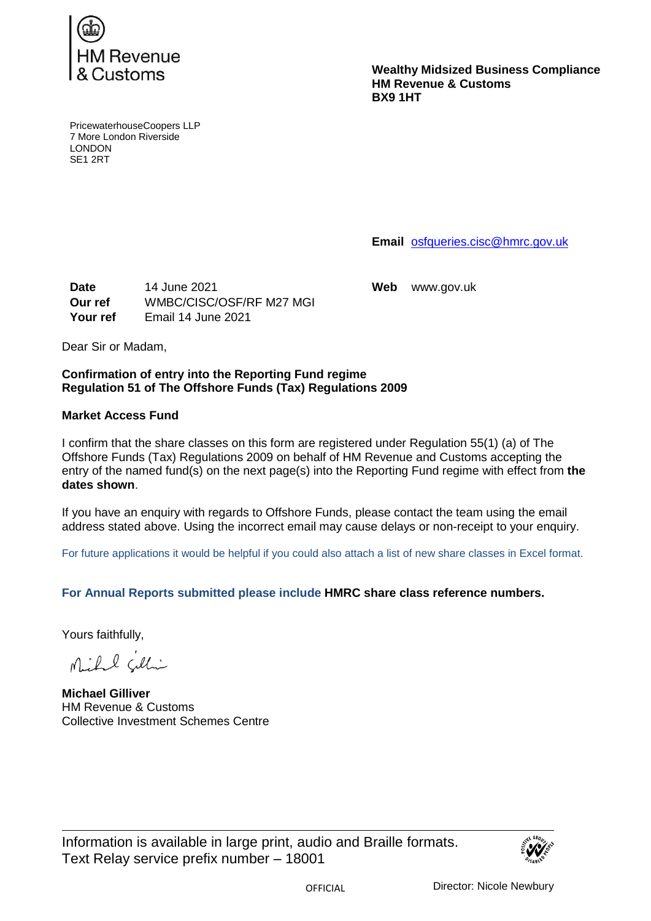HM Revenue & Customs

**Wealthy Midsized Business Compliance**
**HM Revenue & Customs**
**BX9 1HT**

PricewaterhouseCoopers LLP
7 More London Riverside
LONDON
SE1 2RT

**Email** osfqueries.cisc@hmrc.gov.uk

**Web** www.gov.uk

**Date** 14 June 2021
**Our ref** WMBC/CISC/OSF/RF M27 MGI
**Your ref** Email 14 June 2021

Dear Sir or Madam,

**Confirmation of entry into the Reporting Fund regime**
**Regulation 51 of The Offshore Funds (Tax) Regulations 2009**

**Market Access Fund**

I confirm that the share classes on this form are registered under Regulation 55(1) (a) of The Offshore Funds (Tax) Regulations 2009 on behalf of HM Revenue and Customs accepting the entry of the named fund(s) on the next page(s) into the Reporting Fund regime with effect from **the dates shown**.

If you have an enquiry with regards to Offshore Funds, please contact the team using the email address stated above. Using the incorrect email may cause delays or non-receipt to your enquiry.

For future applications it would be helpful if you could also attach a list of new share classes in Excel format.

**For Annual Reports submitted please include HMRC share class reference numbers.**

Yours faithfully,

**Michael Gilliver**
HM Revenue & Customs
Collective Investment Schemes Centre

Information is available in large print, audio and Braille formats.
Text Relay service prefix number – 18001

OFFICIAL

Director: Nicole Newbury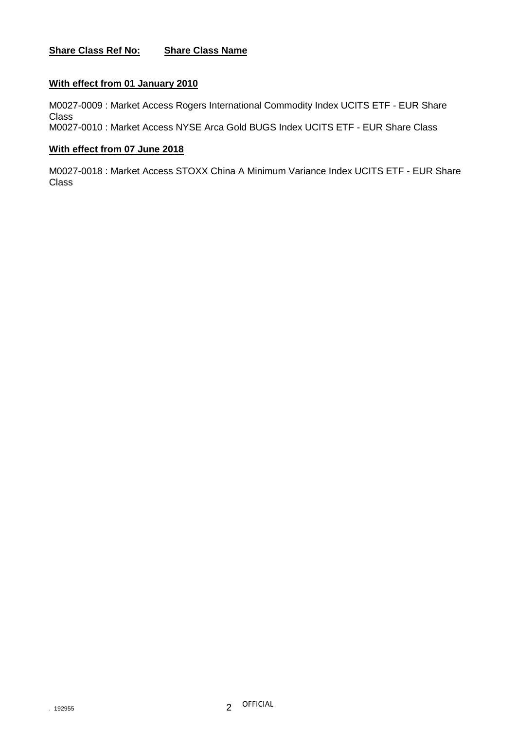**<u>Share Class Ref No:</u>** **<u>Share Class Name</u>**

**<u>With effect from 01 January 2010</u>**

M0027-0009 : Market Access Rogers International Commodity Index UCITS ETF - EUR Share Class
M0027-0010 : Market Access NYSE Arca Gold BUGS Index UCITS ETF - EUR Share Class

**<u>With effect from 07 June 2018</u>**

M0027-0018 : Market Access STOXX China A Minimum Variance Index UCITS ETF - EUR Share Class